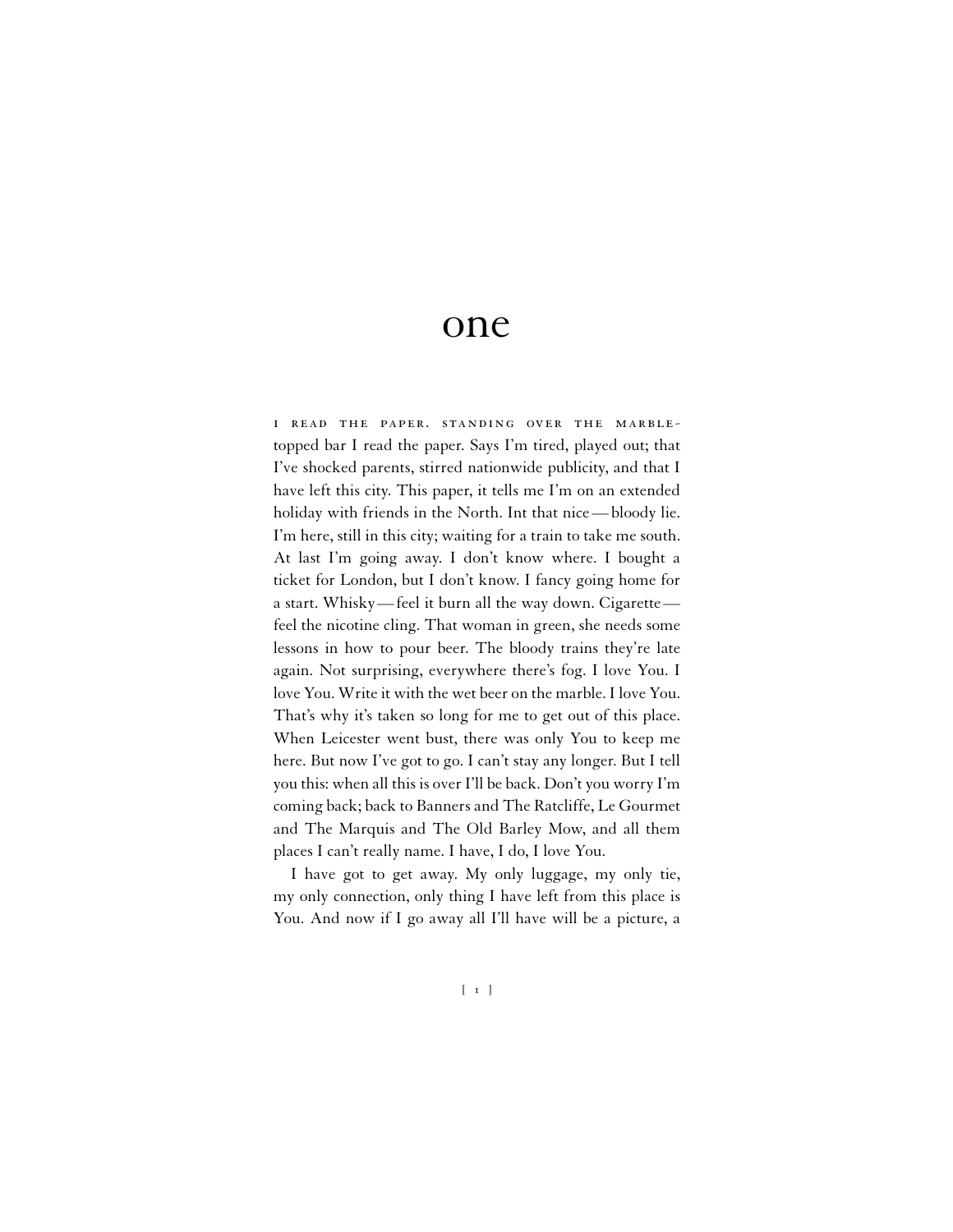# one

I READ THE PAPER. STANDING OVER THE MARBLE-topped bar I read the paper. Says I'm tired, played out; that I've shocked parents, stirred nationwide publicity, and that I have left this city. This paper, it tells me I'm on an extended holiday with friends in the North. Int that nice—bloody lie. I'm here, still in this city; waiting for a train to take me south. At last I'm going away. I don't know where. I bought a ticket for London, but I don't know. I fancy going home for a start. Whisky—feel it burn all the way down. Cigarette—feel the nicotine cling. That woman in green, she needs some lessons in how to pour beer. The bloody trains they're late again. Not surprising, everywhere there's fog. I love You. I love You. Write it with the wet beer on the marble. I love You. That's why it's taken so long for me to get out of this place. When Leicester went bust, there was only You to keep me here. But now I've got to go. I can't stay any longer. But I tell you this: when all this is over I'll be back. Don't you worry I'm coming back; back to Banners and The Ratcliffe, Le Gourmet and The Marquis and The Old Barley Mow, and all them places I can't really name. I have, I do, I love You.

I have got to get away. My only luggage, my only tie, my only connection, only thing I have left from this place is You. And now if I go away all I'll have will be a picture, a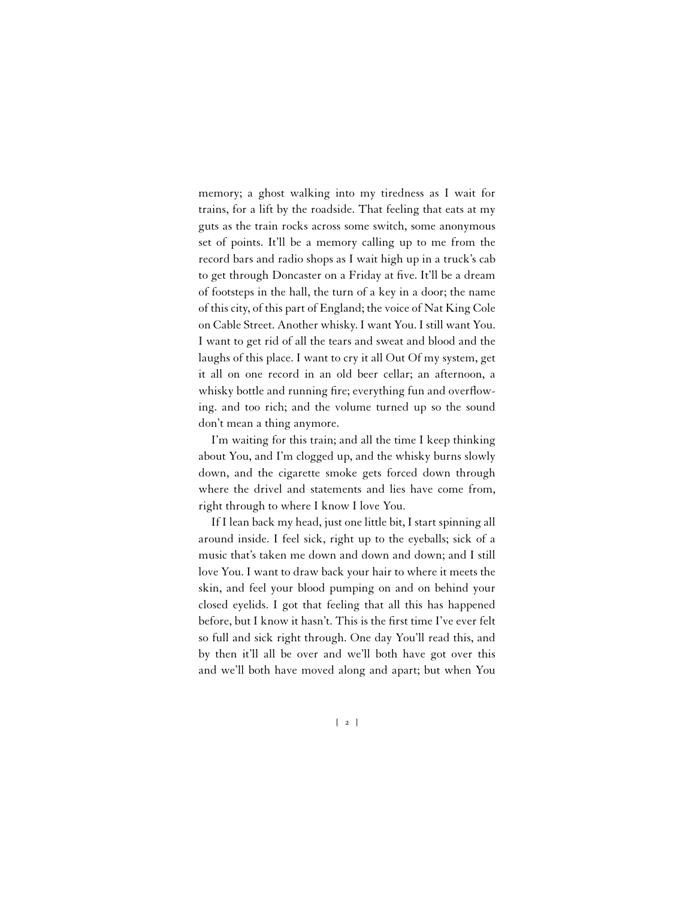memory; a ghost walking into my tiredness as I wait for trains, for a lift by the roadside. That feeling that eats at my guts as the train rocks across some switch, some anonymous set of points. It'll be a memory calling up to me from the record bars and radio shops as I wait high up in a truck's cab to get through Doncaster on a Friday at five. It'll be a dream of footsteps in the hall, the turn of a key in a door; the name of this city, of this part of England; the voice of Nat King Cole on Cable Street. Another whisky. I want You. I still want You. I want to get rid of all the tears and sweat and blood and the laughs of this place. I want to cry it all Out Of my system, get it all on one record in an old beer cellar; an afternoon, a whisky bottle and running fire; everything fun and overflowing. and too rich; and the volume turned up so the sound don't mean a thing anymore.

I'm waiting for this train; and all the time I keep thinking about You, and I'm clogged up, and the whisky burns slowly down, and the cigarette smoke gets forced down through where the drivel and statements and lies have come from, right through to where I know I love You.

If I lean back my head, just one little bit, I start spinning all around inside. I feel sick, right up to the eyeballs; sick of a music that's taken me down and down and down; and I still love You. I want to draw back your hair to where it meets the skin, and feel your blood pumping on and on behind your closed eyelids. I got that feeling that all this has happened before, but I know it hasn't. This is the first time I've ever felt so full and sick right through. One day You'll read this, and by then it'll all be over and we'll both have got over this and we'll both have moved along and apart; but when You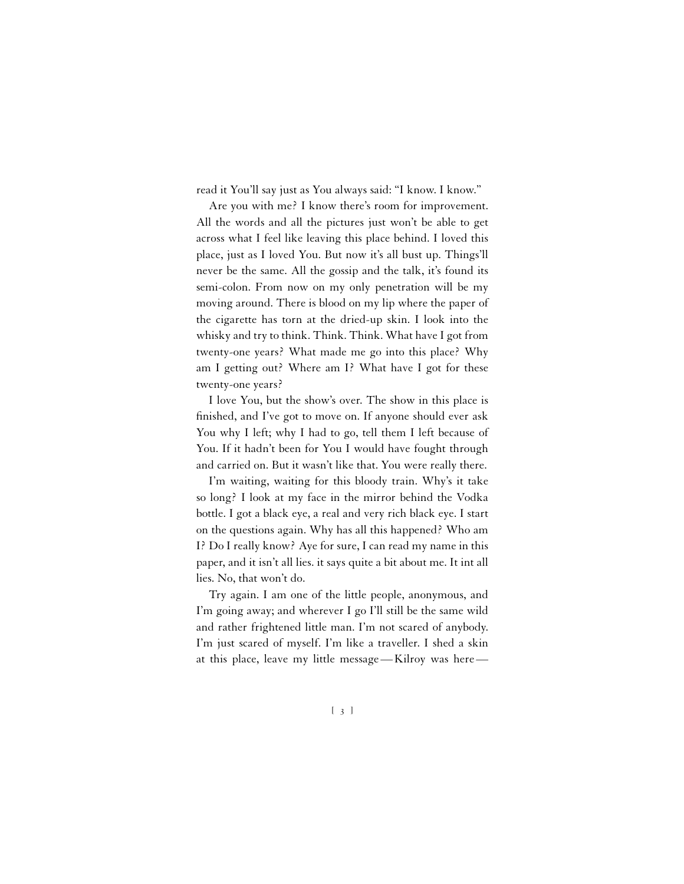read it You'll say just as You always said: "I know. I know."

Are you with me? I know there's room for improvement. All the words and all the pictures just won't be able to get across what I feel like leaving this place behind. I loved this place, just as I loved You. But now it's all bust up. Things'll never be the same. All the gossip and the talk, it's found its semi-colon. From now on my only penetration will be my moving around. There is blood on my lip where the paper of the cigarette has torn at the dried-up skin. I look into the whisky and try to think. Think. Think. What have I got from twenty-one years? What made me go into this place? Why am I getting out? Where am I? What have I got for these twenty-one years?

I love You, but the show's over. The show in this place is finished, and I've got to move on. If anyone should ever ask You why I left; why I had to go, tell them I left because of You. If it hadn't been for You I would have fought through and carried on. But it wasn't like that. You were really there.

I'm waiting, waiting for this bloody train. Why's it take so long? I look at my face in the mirror behind the Vodka bottle. I got a black eye, a real and very rich black eye. I start on the questions again. Why has all this happened? Who am I? Do I really know? Aye for sure, I can read my name in this paper, and it isn't all lies. it says quite a bit about me. It int all lies. No, that won't do.

Try again. I am one of the little people, anonymous, and I'm going away; and wherever I go I'll still be the same wild and rather frightened little man. I'm not scared of anybody. I'm just scared of myself. I'm like a traveller. I shed a skin at this place, leave my little message — Kilroy was here —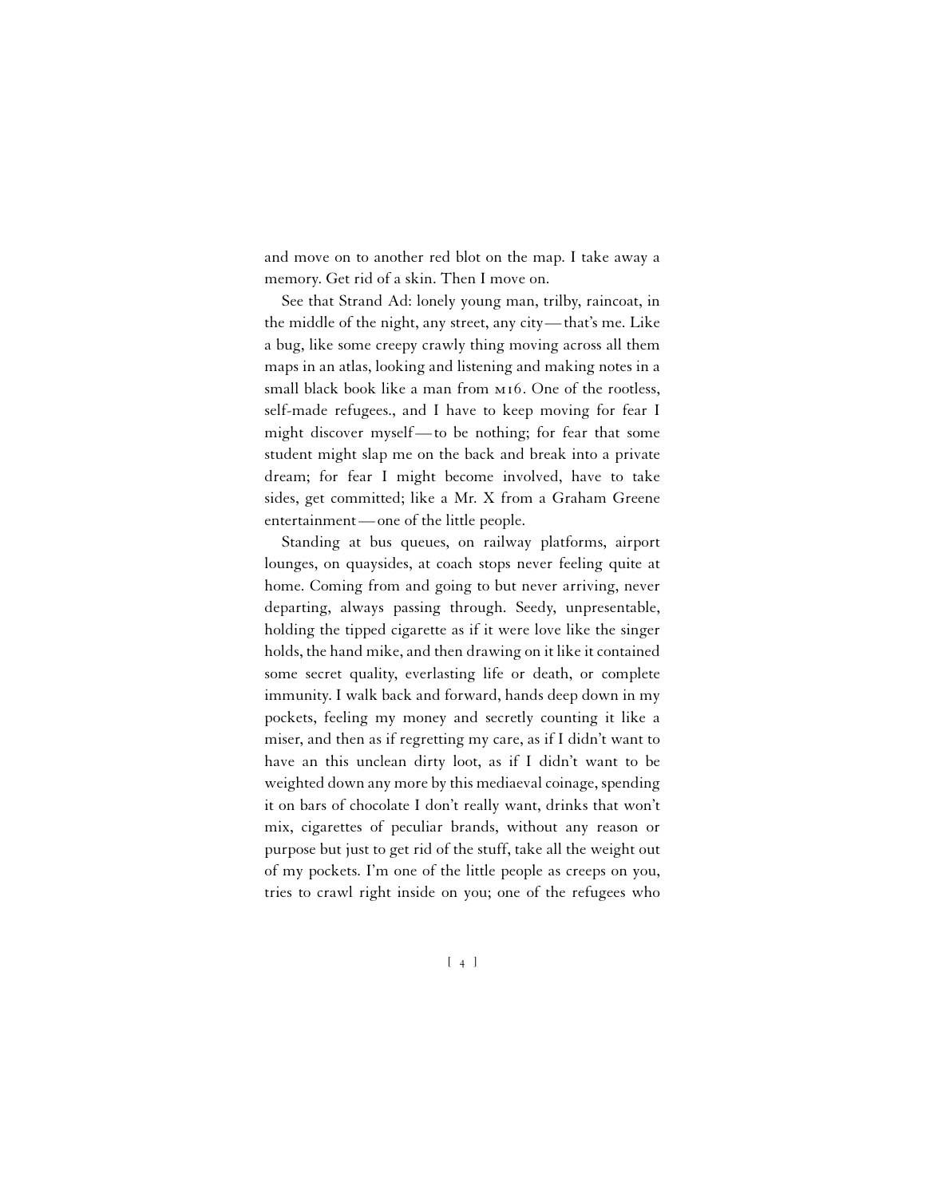and move on to another red blot on the map. I take away a memory. Get rid of a skin. Then I move on.

See that Strand Ad: lonely young man, trilby, raincoat, in the middle of the night, any street, any city — that's me. Like a bug, like some creepy crawly thing moving across all them maps in an atlas, looking and listening and making notes in a small black book like a man from MI6. One of the rootless, self-made refugees., and I have to keep moving for fear I might discover myself — to be nothing; for fear that some student might slap me on the back and break into a private dream; for fear I might become involved, have to take sides, get committed; like a Mr. X from a Graham Greene entertainment — one of the little people.

Standing at bus queues, on railway platforms, airport lounges, on quaysides, at coach stops never feeling quite at home. Coming from and going to but never arriving, never departing, always passing through. Seedy, unpresentable, holding the tipped cigarette as if it were love like the singer holds, the hand mike, and then drawing on it like it contained some secret quality, everlasting life or death, or complete immunity. I walk back and forward, hands deep down in my pockets, feeling my money and secretly counting it like a miser, and then as if regretting my care, as if I didn't want to have an this unclean dirty loot, as if I didn't want to be weighted down any more by this mediaeval coinage, spending it on bars of chocolate I don't really want, drinks that won't mix, cigarettes of peculiar brands, without any reason or purpose but just to get rid of the stuff, take all the weight out of my pockets. I'm one of the little people as creeps on you, tries to crawl right inside on you; one of the refugees who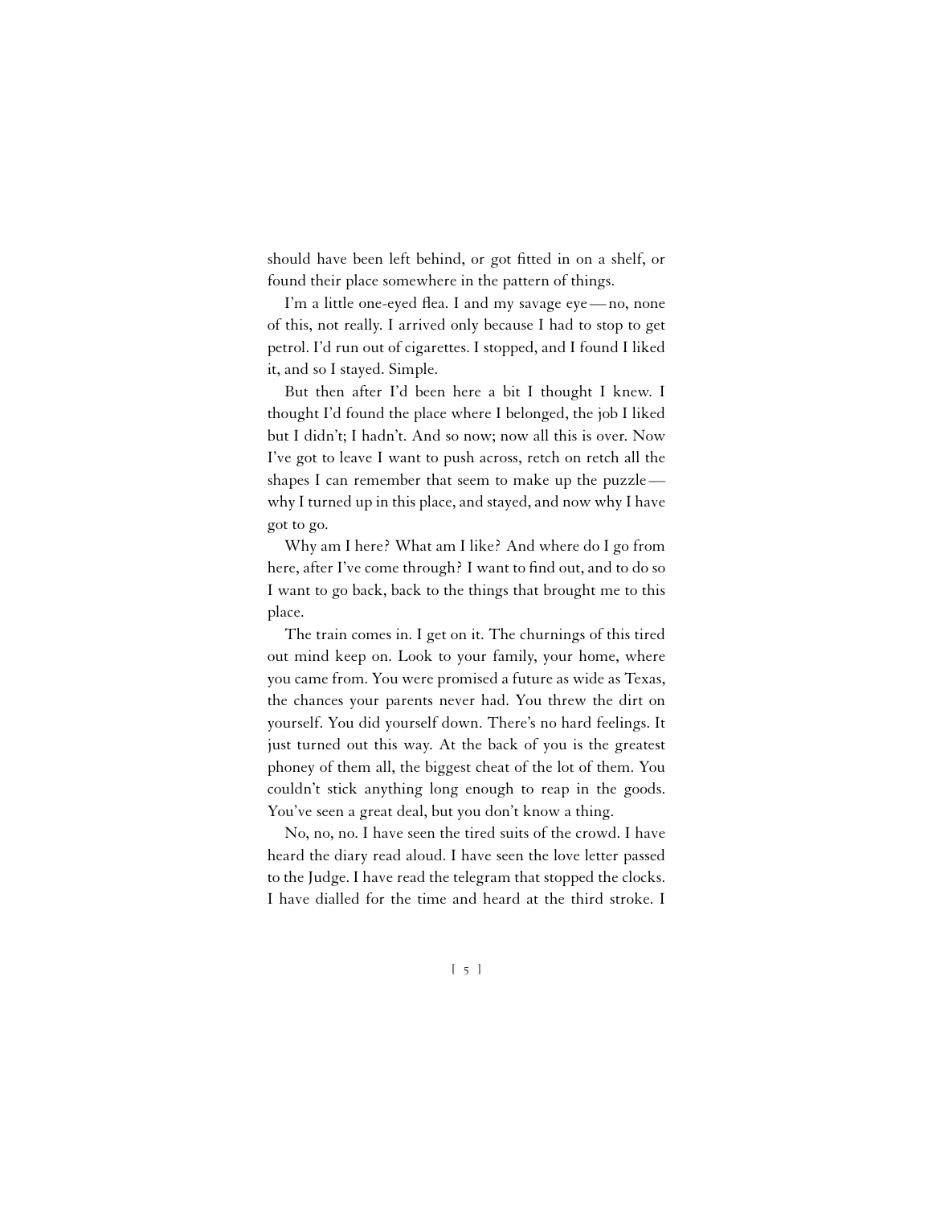should have been left behind, or got fitted in on a shelf, or found their place somewhere in the pattern of things.

I'm a little one-eyed flea. I and my savage eye — no, none of this, not really. I arrived only because I had to stop to get petrol. I'd run out of cigarettes. I stopped, and I found I liked it, and so I stayed. Simple.

But then after I'd been here a bit I thought I knew. I thought I'd found the place where I belonged, the job I liked but I didn't; I hadn't. And so now; now all this is over. Now I've got to leave I want to push across, retch on retch all the shapes I can remember that seem to make up the puzzle — why I turned up in this place, and stayed, and now why I have got to go.

Why am I here? What am I like? And where do I go from here, after I've come through? I want to find out, and to do so I want to go back, back to the things that brought me to this place.

The train comes in. I get on it. The churnings of this tired out mind keep on. Look to your family, your home, where you came from. You were promised a future as wide as Texas, the chances your parents never had. You threw the dirt on yourself. You did yourself down. There's no hard feelings. It just turned out this way. At the back of you is the greatest phoney of them all, the biggest cheat of the lot of them. You couldn't stick anything long enough to reap in the goods. You've seen a great deal, but you don't know a thing.

No, no, no. I have seen the tired suits of the crowd. I have heard the diary read aloud. I have seen the love letter passed to the Judge. I have read the telegram that stopped the clocks. I have dialled for the time and heard at the third stroke. I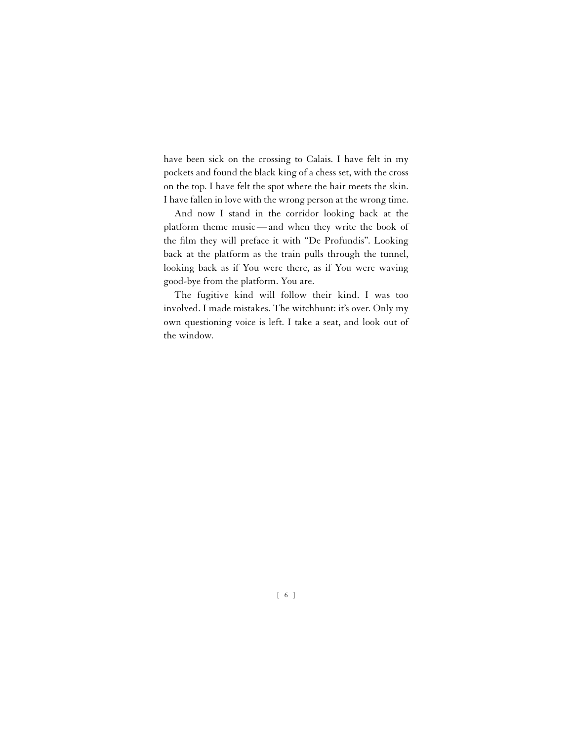have been sick on the crossing to Calais. I have felt in my pockets and found the black king of a chess set, with the cross on the top. I have felt the spot where the hair meets the skin. I have fallen in love with the wrong person at the wrong time.

And now I stand in the corridor looking back at the platform theme music — and when they write the book of the film they will preface it with "De Profundis". Looking back at the platform as the train pulls through the tunnel, looking back as if You were there, as if You were waving good-bye from the platform. You are.

The fugitive kind will follow their kind. I was too involved. I made mistakes. The witchhunt: it's over. Only my own questioning voice is left. I take a seat, and look out of the window.